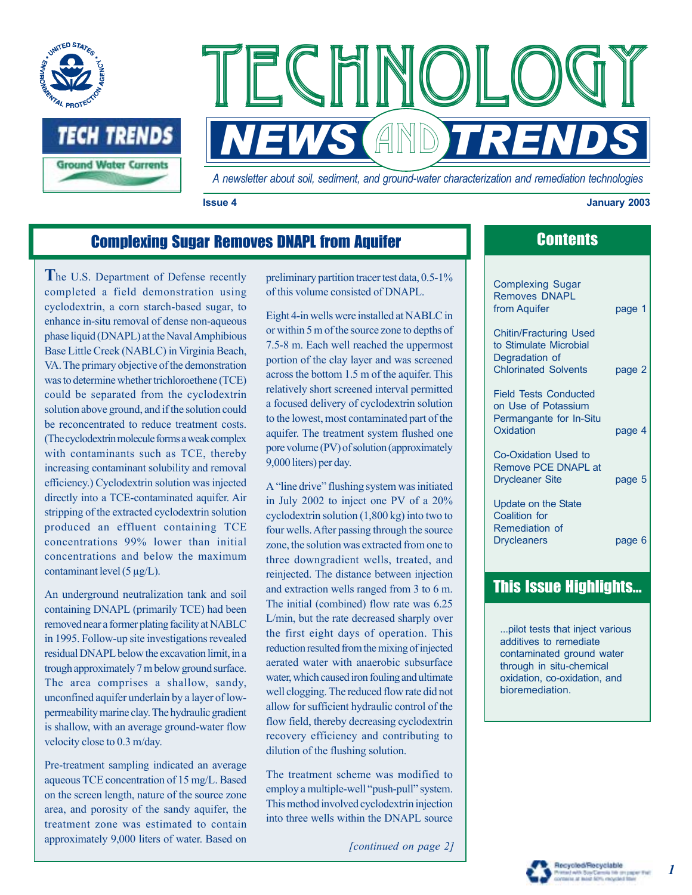# TECHNOLOGY NEWS AND TRENDS

TECH TRENDS

Ground Water Currents

*A newsletter about soil, sediment, and ground-water characterization and remediation technologies*

**Issue 4** **January 2003**

## Complexing Sugar Removes DNAPL from Aquifer

The U.S. Department of Defense recently completed a field demonstration using cyclodextrin, a corn starch-based sugar, to enhance in-situ removal of dense non-aqueous phase liquid (DNAPL) at the Naval Amphibious Base Little Creek (NABLC) in Virginia Beach, VA. The primary objective of the demonstration was to determine whether trichloroethene (TCE) could be separated from the cyclodextrin solution above ground, and if the solution could be reconcentrated to reduce treatment costs. (The cyclodextrin molecule forms a weak complex with contaminants such as TCE, thereby increasing contaminant solubility and removal efficiency.) Cyclodextrin solution was injected directly into a TCE-contaminated aquifer. Air stripping of the extracted cyclodextrin solution produced an effluent containing TCE concentrations 99% lower than initial concentrations and below the maximum contaminant level (5 µg/L).

An underground neutralization tank and soil containing DNAPL (primarily TCE) had been removed near a former plating facility at NABLC in 1995. Follow-up site investigations revealed residual DNAPL below the excavation limit, in a trough approximately 7 m below ground surface. The area comprises a shallow, sandy, unconfined aquifer underlain by a layer of low-permeability marine clay. The hydraulic gradient is shallow, with an average ground-water flow velocity close to 0.3 m/day.

Pre-treatment sampling indicated an average aqueous TCE concentration of 15 mg/L. Based on the screen length, nature of the source zone area, and porosity of the sandy aquifer, the treatment zone was estimated to contain approximately 9,000 liters of water. Based on preliminary partition tracer test data, 0.5-1% of this volume consisted of DNAPL.

Eight 4-in wells were installed at NABLC in or within 5 m of the source zone to depths of 7.5-8 m. Each well reached the uppermost portion of the clay layer and was screened across the bottom 1.5 m of the aquifer. This relatively short screened interval permitted a focused delivery of cyclodextrin solution to the lowest, most contaminated part of the aquifer. The treatment system flushed one pore volume (PV) of solution (approximately 9,000 liters) per day.

A "line drive" flushing system was initiated in July 2002 to inject one PV of a 20% cyclodextrin solution (1,800 kg) into two to four wells. After passing through the source zone, the solution was extracted from one to three downgradient wells, treated, and reinjected. The distance between injection and extraction wells ranged from 3 to 6 m. The initial (combined) flow rate was 6.25 L/min, but the rate decreased sharply over the first eight days of operation. This reduction resulted from the mixing of injected aerated water with anaerobic subsurface water, which caused iron fouling and ultimate well clogging. The reduced flow rate did not allow for sufficient hydraulic control of the flow field, thereby decreasing cyclodextrin recovery efficiency and contributing to dilution of the flushing solution.

The treatment scheme was modified to employ a multiple-well "push-pull" system. This method involved cyclodextrin injection into three wells within the DNAPL source

*[continued on page 2]*

## Contents

| | |
|---|---|
| Complexing Sugar Removes DNAPL from Aquifer | page 1 |
| Chitin/Fracturing Used to Stimulate Microbial Degradation of Chlorinated Solvents | page 2 |
| Field Tests Conducted on Use of Potassium Permangante for In-Situ Oxidation | page 4 |
| Co-Oxidation Used to Remove PCE DNAPL at Drycleaner Site | page 5 |
| Update on the State Coalition for Remediation of Drycleaners | page 6 |

## This Issue Highlights...

...pilot tests that inject various additives to remediate contaminated ground water through in situ-chemical oxidation, co-oxidation, and bioremediation.

Recycled/Recyclable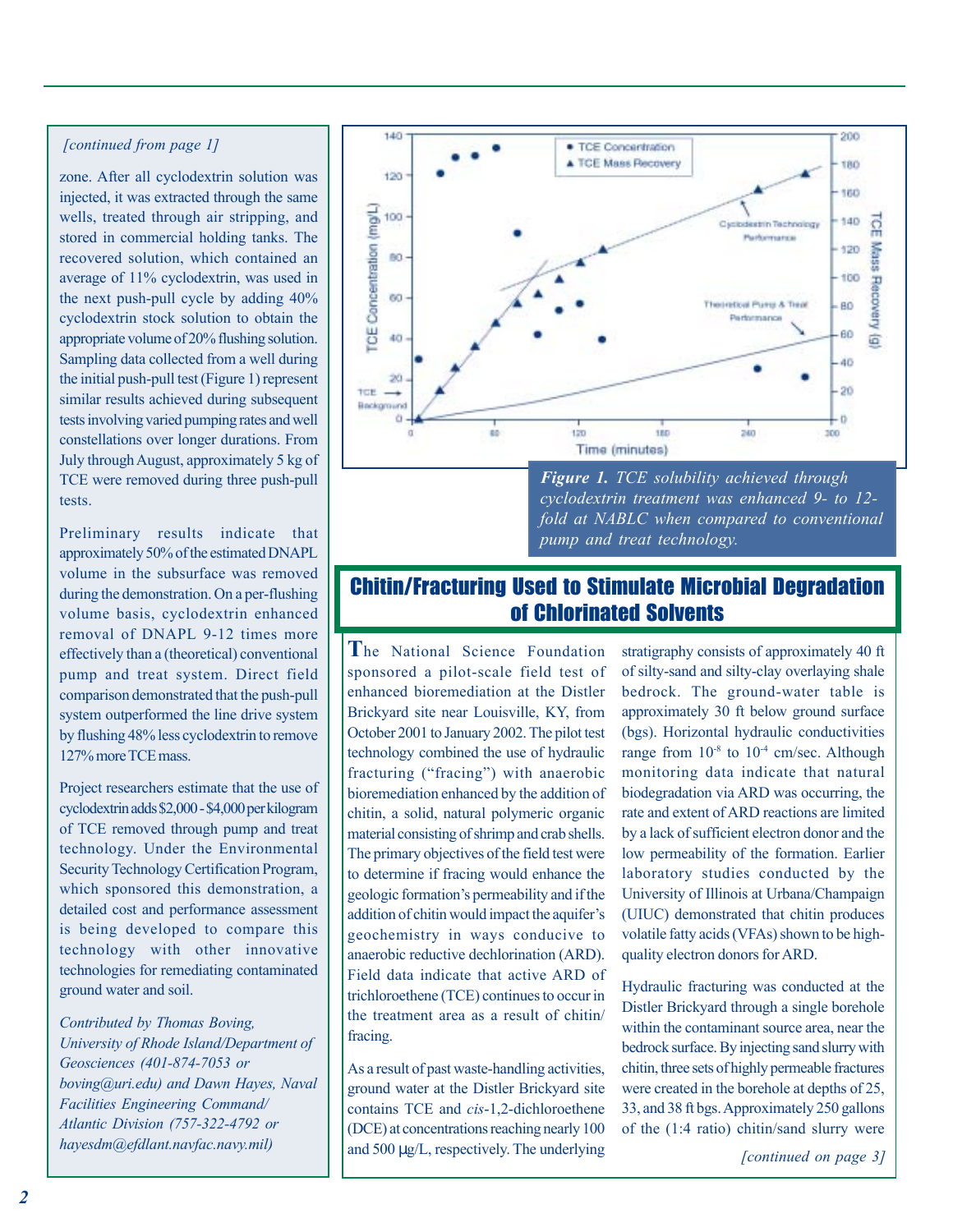*[continued from page 1]*

zone. After all cyclodextrin solution was injected, it was extracted through the same wells, treated through air stripping, and stored in commercial holding tanks. The recovered solution, which contained an average of 11% cyclodextrin, was used in the next push-pull cycle by adding 40% cyclodextrin stock solution to obtain the appropriate volume of 20% flushing solution. Sampling data collected from a well during the initial push-pull test (Figure 1) represent similar results achieved during subsequent tests involving varied pumping rates and well constellations over longer durations. From July through August, approximately 5 kg of TCE were removed during three push-pull tests.

Preliminary results indicate that approximately 50% of the estimated DNAPL volume in the subsurface was removed during the demonstration. On a per-flushing volume basis, cyclodextrin enhanced removal of DNAPL 9-12 times more effectively than a (theoretical) conventional pump and treat system. Direct field comparison demonstrated that the push-pull system outperformed the line drive system by flushing 48% less cyclodextrin to remove 127% more TCE mass.

Project researchers estimate that the use of cyclodextrin adds \$2,000 - \$4,000 per kilogram of TCE removed through pump and treat technology. Under the Environmental Security Technology Certification Program, which sponsored this demonstration, a detailed cost and performance assessment is being developed to compare this technology with other innovative technologies for remediating contaminated ground water and soil.

*Contributed by Thomas Boving, University of Rhode Island/Department of Geosciences (401-874-7053 or boving@uri.edu) and Dawn Hayes, Naval Facilities Engineering Command/ Atlantic Division (757-322-4792 or hayesdm@efdlant.navfac.navy.mil)*

***Figure 1.*** *TCE solubility achieved through cyclodextrin treatment was enhanced 9- to 12-fold at NABLC when compared to conventional pump and treat technology.*

## Chitin/Fracturing Used to Stimulate Microbial Degradation of Chlorinated Solvents

The National Science Foundation sponsored a pilot-scale field test of enhanced bioremediation at the Distler Brickyard site near Louisville, KY, from October 2001 to January 2002. The pilot test technology combined the use of hydraulic fracturing ("fracing") with anaerobic bioremediation enhanced by the addition of chitin, a solid, natural polymeric organic material consisting of shrimp and crab shells. The primary objectives of the field test were to determine if fracing would enhance the geologic formation's permeability and if the addition of chitin would impact the aquifer's geochemistry in ways conducive to anaerobic reductive dechlorination (ARD). Field data indicate that active ARD of trichloroethene (TCE) continues to occur in the treatment area as a result of chitin/fracing.

As a result of past waste-handling activities, ground water at the Distler Brickyard site contains TCE and *cis*-1,2-dichloroethene (DCE) at concentrations reaching nearly 100 and 500 μg/L, respectively. The underlying stratigraphy consists of approximately 40 ft of silty-sand and silty-clay overlaying shale bedrock. The ground-water table is approximately 30 ft below ground surface (bgs). Horizontal hydraulic conductivities range from $10^{-8}$ to $10^{-4}$ cm/sec. Although monitoring data indicate that natural biodegradation via ARD was occurring, the rate and extent of ARD reactions are limited by a lack of sufficient electron donor and the low permeability of the formation. Earlier laboratory studies conducted by the University of Illinois at Urbana/Champaign (UIUC) demonstrated that chitin produces volatile fatty acids (VFAs) shown to be high-quality electron donors for ARD.

Hydraulic fracturing was conducted at the Distler Brickyard through a single borehole within the contaminant source area, near the bedrock surface. By injecting sand slurry with chitin, three sets of highly permeable fractures were created in the borehole at depths of 25, 33, and 38 ft bgs. Approximately 250 gallons of the (1:4 ratio) chitin/sand slurry were

*[continued on page 3]*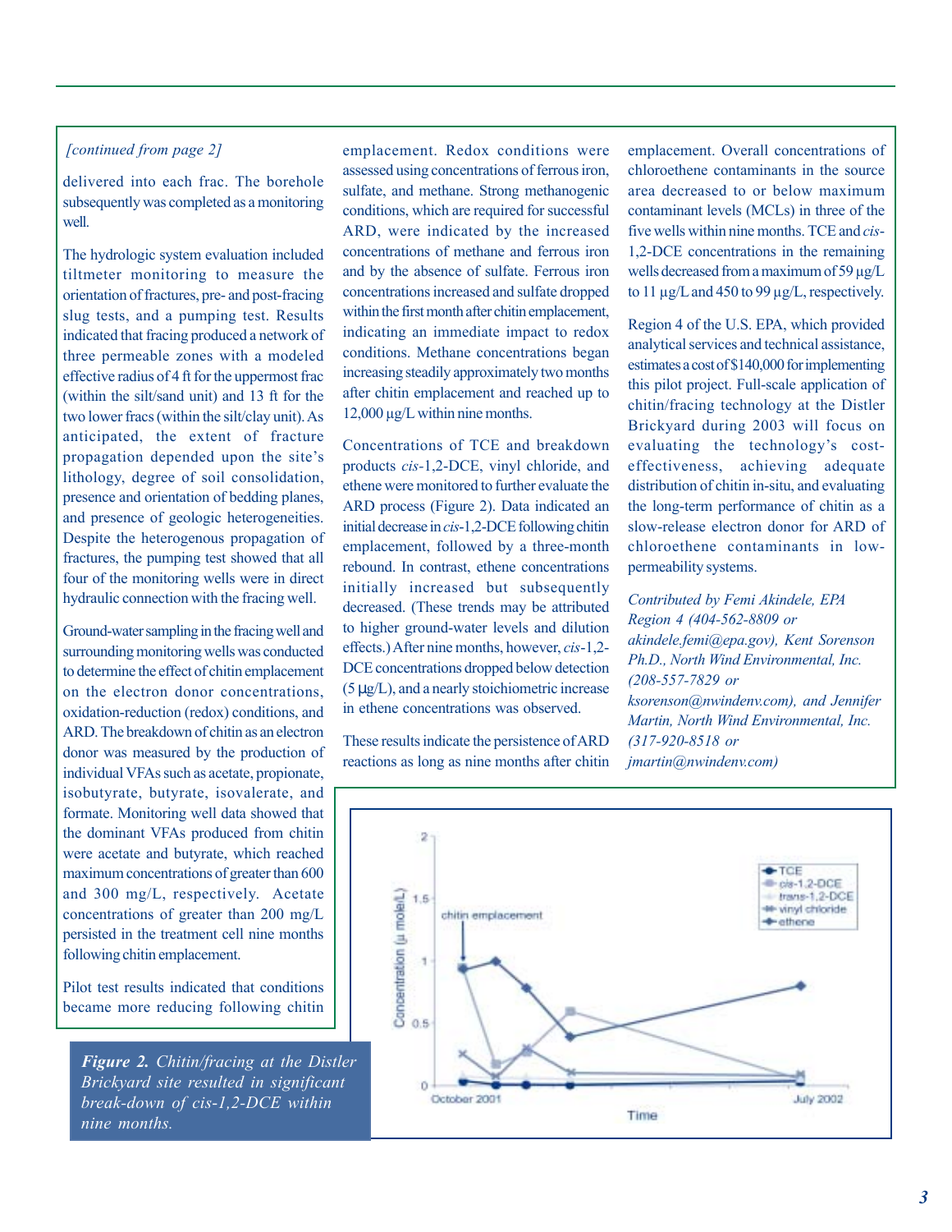*[continued from page 2]*

delivered into each frac. The borehole subsequently was completed as a monitoring well.

The hydrologic system evaluation included tiltmeter monitoring to measure the orientation of fractures, pre- and post-fracing slug tests, and a pumping test. Results indicated that fracing produced a network of three permeable zones with a modeled effective radius of 4 ft for the uppermost frac (within the silt/sand unit) and 13 ft for the two lower fracs (within the silt/clay unit). As anticipated, the extent of fracture propagation depended upon the site's lithology, degree of soil consolidation, presence and orientation of bedding planes, and presence of geologic heterogeneities. Despite the heterogenous propagation of fractures, the pumping test showed that all four of the monitoring wells were in direct hydraulic connection with the fracing well.

Ground-water sampling in the fracing well and surrounding monitoring wells was conducted to determine the effect of chitin emplacement on the electron donor concentrations, oxidation-reduction (redox) conditions, and ARD. The breakdown of chitin as an electron donor was measured by the production of individual VFAs such as acetate, propionate, isobutyrate, butyrate, isovalerate, and formate. Monitoring well data showed that the dominant VFAs produced from chitin were acetate and butyrate, which reached maximum concentrations of greater than 600 and 300 mg/L, respectively. Acetate concentrations of greater than 200 mg/L persisted in the treatment cell nine months following chitin emplacement.

Pilot test results indicated that conditions became more reducing following chitin emplacement. Redox conditions were assessed using concentrations of ferrous iron, sulfate, and methane. Strong methanogenic conditions, which are required for successful ARD, were indicated by the increased concentrations of methane and ferrous iron and by the absence of sulfate. Ferrous iron concentrations increased and sulfate dropped within the first month after chitin emplacement, indicating an immediate impact to redox conditions. Methane concentrations began increasing steadily approximately two months after chitin emplacement and reached up to 12,000 µg/L within nine months.

Concentrations of TCE and breakdown products *cis*-1,2-DCE, vinyl chloride, and ethene were monitored to further evaluate the ARD process (Figure 2). Data indicated an initial decrease in *cis*-1,2-DCE following chitin emplacement, followed by a three-month rebound. In contrast, ethene concentrations initially increased but subsequently decreased. (These trends may be attributed to higher ground-water levels and dilution effects.) After nine months, however, *cis*-1,2-DCE concentrations dropped below detection (5 µg/L), and a nearly stoichiometric increase in ethene concentrations was observed.

These results indicate the persistence of ARD reactions as long as nine months after chitin emplacement. Overall concentrations of chloroethene contaminants in the source area decreased to or below maximum contaminant levels (MCLs) in three of the five wells within nine months. TCE and *cis*-1,2-DCE concentrations in the remaining wells decreased from a maximum of 59 µg/L to 11 µg/L and 450 to 99 µg/L, respectively.

Region 4 of the U.S. EPA, which provided analytical services and technical assistance, estimates a cost of $140,000 for implementing this pilot project. Full-scale application of chitin/fracing technology at the Distler Brickyard during 2003 will focus on evaluating the technology's cost-effectiveness, achieving adequate distribution of chitin in-situ, and evaluating the long-term performance of chitin as a slow-release electron donor for ARD of chloroethene contaminants in low-permeability systems.

*Contributed by Femi Akindele, EPA Region 4 (404-562-8809 or akindele.femi@epa.gov), Kent Sorenson Ph.D., North Wind Environmental, Inc. (208-557-7829 or ksorenson@nwindenv.com), and Jennifer Martin, North Wind Environmental, Inc. (317-920-8518 or jmartin@nwindenv.com)*

***Figure 2.*** *Chitin/fracing at the Distler Brickyard site resulted in significant break-down of cis-1,2-DCE within nine months.*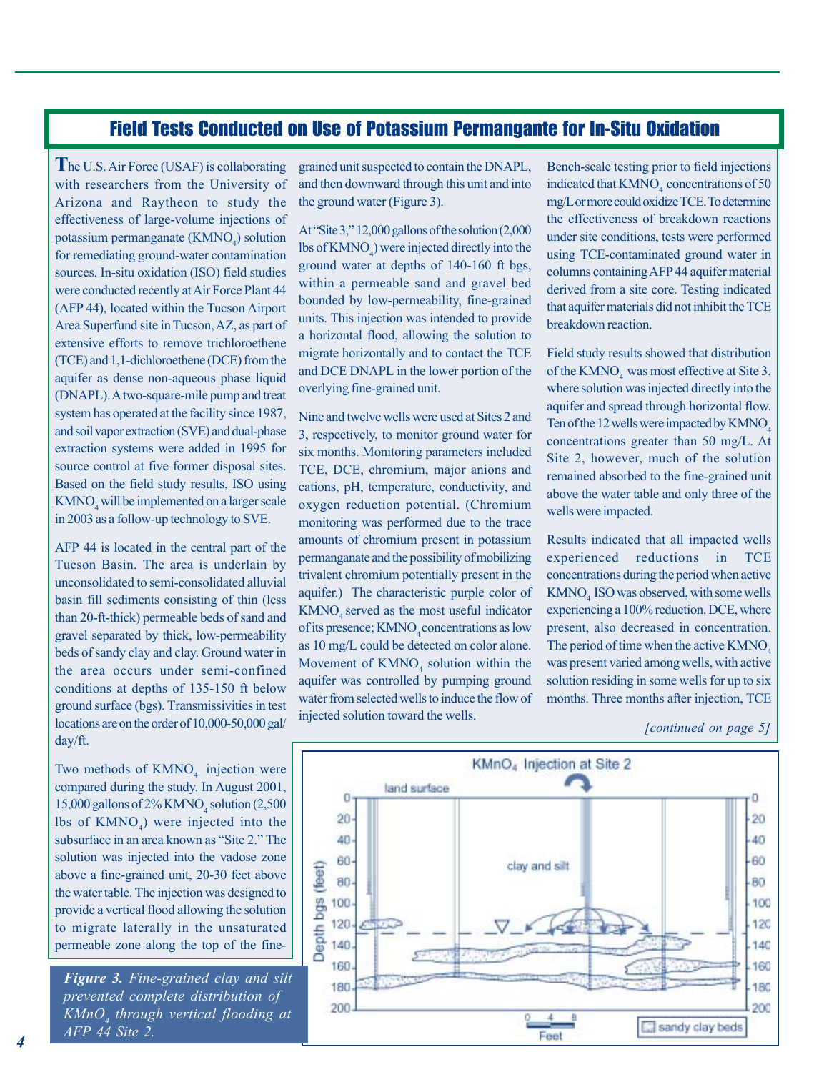## Field Tests Conducted on Use of Potassium Permangante for In-Situ Oxidation

The U.S. Air Force (USAF) is collaborating with researchers from the University of Arizona and Raytheon to study the effectiveness of large-volume injections of potassium permanganate ($KMNO_4$) solution for remediating ground-water contamination sources. In-situ oxidation (ISO) field studies were conducted recently at Air Force Plant 44 (AFP 44), located within the Tucson Airport Area Superfund site in Tucson, AZ, as part of extensive efforts to remove trichloroethene (TCE) and 1,1-dichloroethene (DCE) from the aquifer as dense non-aqueous phase liquid (DNAPL). A two-square-mile pump and treat system has operated at the facility since 1987, and soil vapor extraction (SVE) and dual-phase extraction systems were added in 1995 for source control at five former disposal sites. Based on the field study results, ISO using $KMNO_4$ will be implemented on a larger scale in 2003 as a follow-up technology to SVE.

AFP 44 is located in the central part of the Tucson Basin. The area is underlain by unconsolidated to semi-consolidated alluvial basin fill sediments consisting of thin (less than 20-ft-thick) permeable beds of sand and gravel separated by thick, low-permeability beds of sandy clay and clay. Ground water in the area occurs under semi-confined conditions at depths of 135-150 ft below ground surface (bgs). Transmissivities in test locations are on the order of 10,000-50,000 gal/day/ft.

Two methods of $KMNO_4$ injection were compared during the study. In August 2001, 15,000 gallons of 2% $KMNO_4$ solution (2,500 lbs of $KMNO_4$) were injected into the subsurface in an area known as "Site 2." The solution was injected into the vadose zone above a fine-grained unit, 20-30 feet above the water table. The injection was designed to provide a vertical flood allowing the solution to migrate laterally in the unsaturated permeable zone along the top of the fine-grained unit suspected to contain the DNAPL, and then downward through this unit and into the ground water (Figure 3).

At "Site 3," 12,000 gallons of the solution (2,000 lbs of $KMNO_4$) were injected directly into the ground water at depths of 140-160 ft bgs, within a permeable sand and gravel bed bounded by low-permeability, fine-grained units. This injection was intended to provide a horizontal flood, allowing the solution to migrate horizontally and to contact the TCE and DCE DNAPL in the lower portion of the overlying fine-grained unit.

Nine and twelve wells were used at Sites 2 and 3, respectively, to monitor ground water for six months. Monitoring parameters included TCE, DCE, chromium, major anions and cations, pH, temperature, conductivity, and oxygen reduction potential. (Chromium monitoring was performed due to the trace amounts of chromium present in potassium permanganate and the possibility of mobilizing trivalent chromium potentially present in the aquifer.) The characteristic purple color of $KMNO_4$ served as the most useful indicator of its presence; $KMNO_4$ concentrations as low as 10 mg/L could be detected on color alone. Movement of $KMNO_4$ solution within the aquifer was controlled by pumping ground water from selected wells to induce the flow of injected solution toward the wells.

Bench-scale testing prior to field injections indicated that $KMNO_4$ concentrations of 50 mg/L or more could oxidize TCE. To determine the effectiveness of breakdown reactions under site conditions, tests were performed using TCE-contaminated ground water in columns containing AFP 44 aquifer material derived from a site core. Testing indicated that aquifer materials did not inhibit the TCE breakdown reaction.

Field study results showed that distribution of the $KMNO_4$ was most effective at Site 3, where solution was injected directly into the aquifer and spread through horizontal flow. Ten of the 12 wells were impacted by $KMNO_4$ concentrations greater than 50 mg/L. At Site 2, however, much of the solution remained absorbed to the fine-grained unit above the water table and only three of the wells were impacted.

Results indicated that all impacted wells experienced reductions in TCE concentrations during the period when active $KMNO_4$ ISO was observed, with some wells experiencing a 100% reduction. DCE, where present, also decreased in concentration. The period of time when the active $KMNO_4$ was present varied among wells, with active solution residing in some wells for up to six months. Three months after injection, TCE

*[continued on page 5]*

*Figure 3. Fine-grained clay and silt prevented complete distribution of $KMnO_4$ through vertical flooding at AFP 44 Site 2.*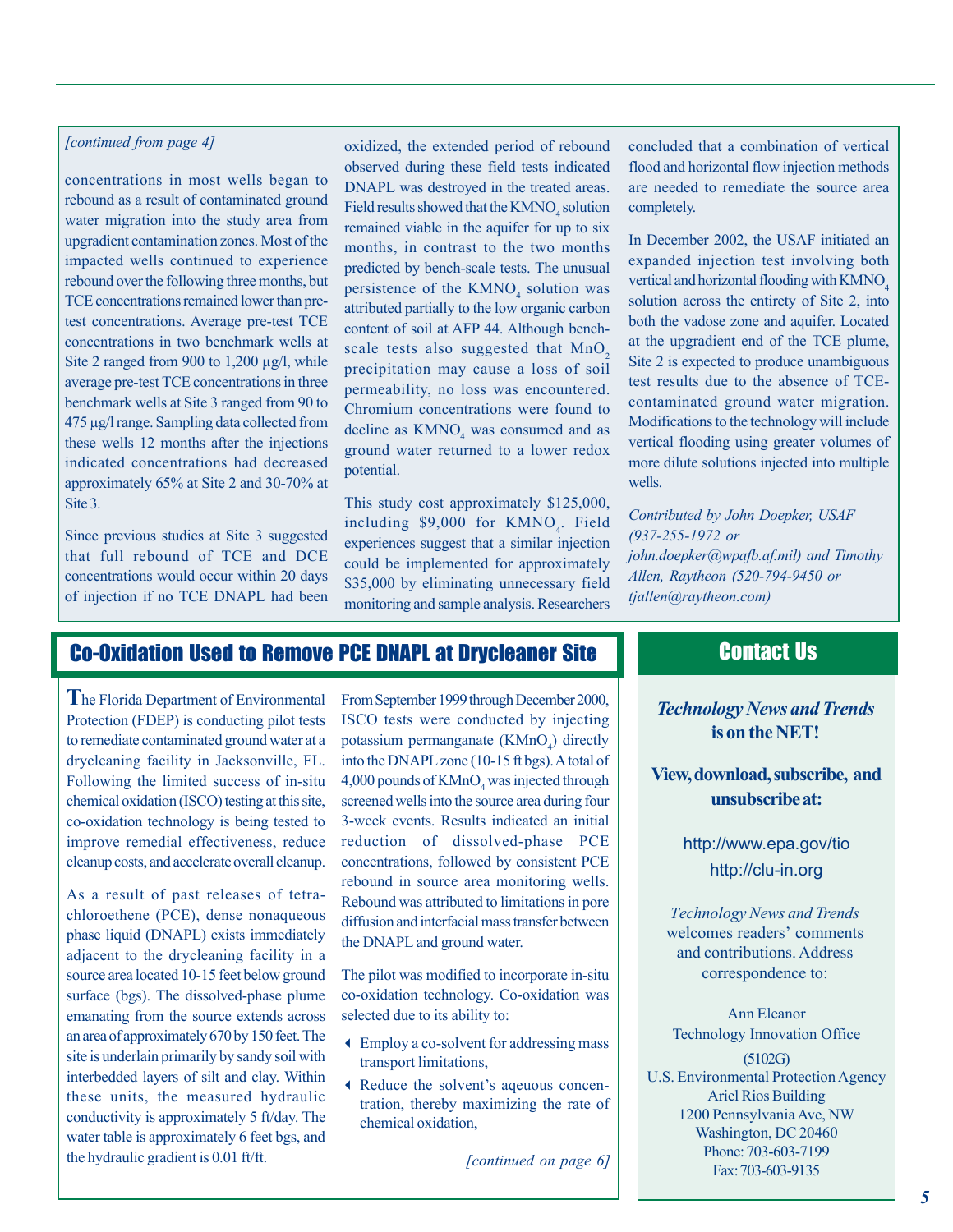*[continued from page 4]*

concentrations in most wells began to rebound as a result of contaminated ground water migration into the study area from upgradient contamination zones. Most of the impacted wells continued to experience rebound over the following three months, but TCE concentrations remained lower than pre-test concentrations. Average pre-test TCE concentrations in two benchmark wells at Site 2 ranged from 900 to 1,200 µg/l, while average pre-test TCE concentrations in three benchmark wells at Site 3 ranged from 90 to 475 µg/l range. Sampling data collected from these wells 12 months after the injections indicated concentrations had decreased approximately 65% at Site 2 and 30-70% at Site 3.

Since previous studies at Site 3 suggested that full rebound of TCE and DCE concentrations would occur within 20 days of injection if no TCE DNAPL had been oxidized, the extended period of rebound observed during these field tests indicated DNAPL was destroyed in the treated areas. Field results showed that the $KMNO_4$ solution remained viable in the aquifer for up to six months, in contrast to the two months predicted by bench-scale tests. The unusual persistence of the $KMNO_4$ solution was attributed partially to the low organic carbon content of soil at AFP 44. Although bench-scale tests also suggested that $MnO_2$ precipitation may cause a loss of soil permeability, no loss was encountered. Chromium concentrations were found to decline as $KMNO_4$ was consumed and as ground water returned to a lower redox potential.

This study cost approximately $125,000, including $9,000 for $KMNO_4$. Field experiences suggest that a similar injection could be implemented for approximately $35,000 by eliminating unnecessary field monitoring and sample analysis. Researchers concluded that a combination of vertical flood and horizontal flow injection methods are needed to remediate the source area completely.

In December 2002, the USAF initiated an expanded injection test involving both vertical and horizontal flooding with $KMNO_4$ solution across the entirety of Site 2, into both the vadose zone and aquifer. Located at the upgradient end of the TCE plume, Site 2 is expected to produce unambiguous test results due to the absence of TCE-contaminated ground water migration. Modifications to the technology will include vertical flooding using greater volumes of more dilute solutions injected into multiple wells.

*Contributed by John Doepker, USAF (937-255-1972 or john.doepker@wpafb.af.mil) and Timothy Allen, Raytheon (520-794-9450 or tjallen@raytheon.com)*

## Co-Oxidation Used to Remove PCE DNAPL at Drycleaner Site

The Florida Department of Environmental Protection (FDEP) is conducting pilot tests to remediate contaminated ground water at a drycleaning facility in Jacksonville, FL. Following the limited success of in-situ chemical oxidation (ISCO) testing at this site, co-oxidation technology is being tested to improve remedial effectiveness, reduce cleanup costs, and accelerate overall cleanup.

As a result of past releases of tetrachloroethene (PCE), dense nonaqueous phase liquid (DNAPL) exists immediately adjacent to the drycleaning facility in a source area located 10-15 feet below ground surface (bgs). The dissolved-phase plume emanating from the source extends across an area of approximately 670 by 150 feet. The site is underlain primarily by sandy soil with interbedded layers of silt and clay. Within these units, the measured hydraulic conductivity is approximately 5 ft/day. The water table is approximately 6 feet bgs, and the hydraulic gradient is 0.01 ft/ft.

From September 1999 through December 2000, ISCO tests were conducted by injecting potassium permanganate ($KMnO_4$) directly into the DNAPL zone (10-15 ft bgs). A total of 4,000 pounds of $KMnO_4$ was injected through screened wells into the source area during four 3-week events. Results indicated an initial reduction of dissolved-phase PCE concentrations, followed by consistent PCE rebound in source area monitoring wells. Rebound was attributed to limitations in pore diffusion and interfacial mass transfer between the DNAPL and ground water.

The pilot was modified to incorporate in-situ co-oxidation technology. Co-oxidation was selected due to its ability to:

- Employ a co-solvent for addressing mass transport limitations,
- Reduce the solvent's aqeuous concentration, thereby maximizing the rate of chemical oxidation,

*[continued on page 6]*

## Contact Us

***Technology News and Trends* is on the NET!**

**View, download, subscribe, and unsubscribe at:**

http://www.epa.gov/tio

http://clu-in.org

*Technology News and Trends* welcomes readers' comments and contributions. Address correspondence to:

Ann Eleanor
Technology Innovation Office
(5102G)
U.S. Environmental Protection Agency
Ariel Rios Building
1200 Pennsylvania Ave, NW
Washington, DC 20460
Phone: 703-603-7199
Fax: 703-603-9135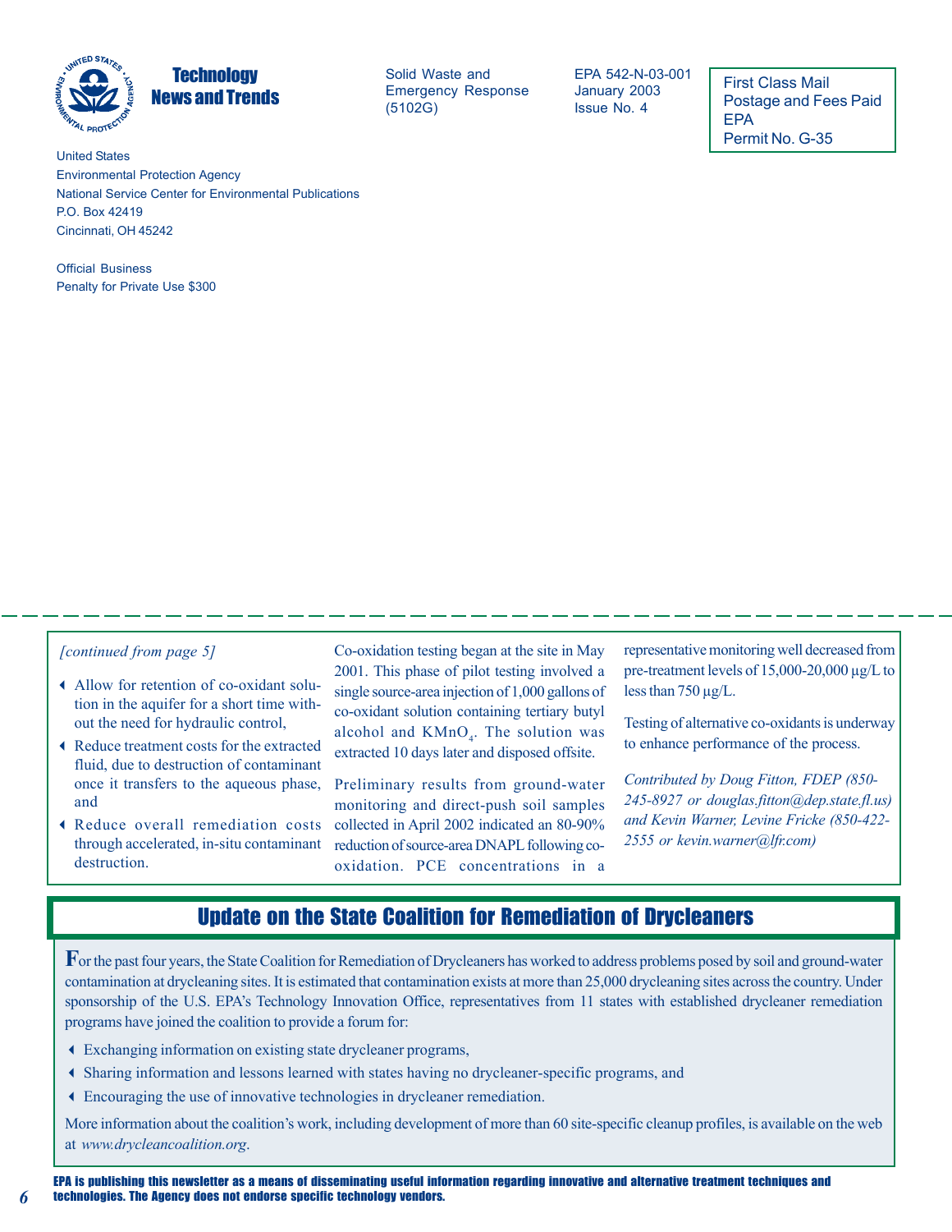Technology News and Trends

Solid Waste and Emergency Response (5102G)

EPA 542-N-03-001
January 2003
Issue No. 4

First Class Mail
Postage and Fees Paid
EPA
Permit No. G-35

United States
Environmental Protection Agency
National Service Center for Environmental Publications
P.O. Box 42419
Cincinnati, OH 45242

Official Business
Penalty for Private Use $300

*[continued from page 5]*

- Allow for retention of co-oxidant solution in the aquifer for a short time without the need for hydraulic control,
- Reduce treatment costs for the extracted fluid, due to destruction of contaminant once it transfers to the aqueous phase, and
- Reduce overall remediation costs through accelerated, in-situ contaminant destruction.

Co-oxidation testing began at the site in May 2001. This phase of pilot testing involved a single source-area injection of 1,000 gallons of co-oxidant solution containing tertiary butyl alcohol and $KMnO_4$. The solution was extracted 10 days later and disposed offsite.

Preliminary results from ground-water monitoring and direct-push soil samples collected in April 2002 indicated an 80-90% reduction of source-area DNAPL following co-oxidation. PCE concentrations in a representative monitoring well decreased from pre-treatment levels of 15,000-20,000 µg/L to less than 750 µg/L.

Testing of alternative co-oxidants is underway to enhance performance of the process.

*Contributed by Doug Fitton, FDEP (850-245-8927 or douglas.fitton@dep.state.fl.us) and Kevin Warner, Levine Fricke (850-422-2555 or kevin.warner@lfr.com)*

## Update on the State Coalition for Remediation of Drycleaners

For the past four years, the State Coalition for Remediation of Drycleaners has worked to address problems posed by soil and ground-water contamination at drycleaning sites. It is estimated that contamination exists at more than 25,000 drycleaning sites across the country. Under sponsorship of the U.S. EPA's Technology Innovation Office, representatives from 11 states with established drycleaner remediation programs have joined the coalition to provide a forum for:

- Exchanging information on existing state drycleaner programs,
- Sharing information and lessons learned with states having no drycleaner-specific programs, and
- Encouraging the use of innovative technologies in drycleaner remediation.

More information about the coalition's work, including development of more than 60 site-specific cleanup profiles, is available on the web at *www.drycleancoalition.org*.

**EPA is publishing this newsletter as a means of disseminating useful information regarding innovative and alternative treatment techniques and technologies. The Agency does not endorse specific technology vendors.**